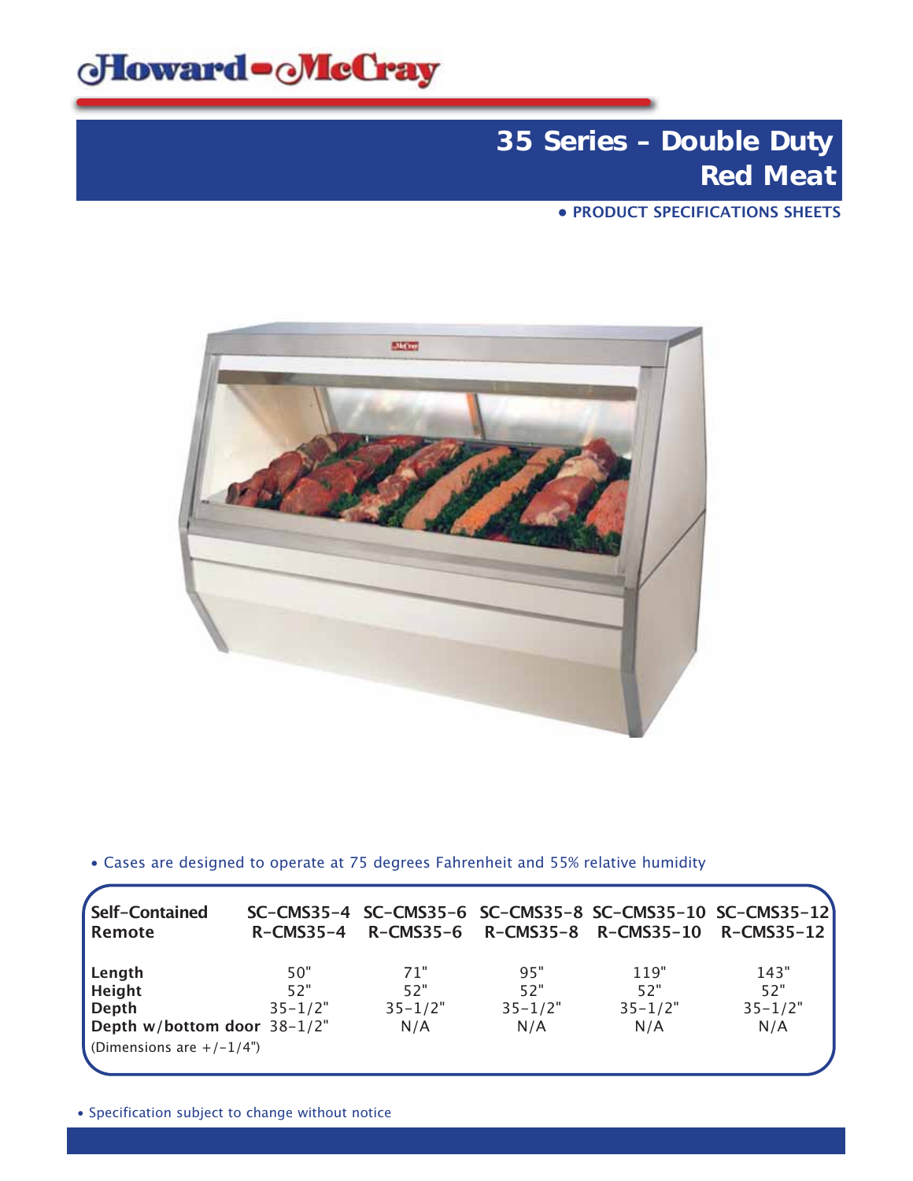# Howard-McCray

## 35 Series – Double Duty Red Meat

• PRODUCT SPECIFICATIONS SHEETS

• Cases are designed to operate at 75 degrees Fahrenheit and 55% relative humidity

| Self-Contained<br>Remote | SC-CMS35-4<br>R-CMS35-4 | SC-CMS35-6<br>R-CMS35-6 | SC-CMS35-8<br>R-CMS35-8 | SC-CMS35-10<br>R-CMS35-10 | SC-CMS35-12<br>R-CMS35-12 |
|---|---|---|---|---|---|
| Length | 50" | 71" | 95" | 119" | 143" |
| Height | 52" | 52" | 52" | 52" | 52" |
| Depth | 35-1/2" | 35-1/2" | 35-1/2" | 35-1/2" | 35-1/2" |
| Depth w/bottom door | 38-1/2" | N/A | N/A | N/A | N/A |

(Dimensions are +/-1/4")

• Specification subject to change without notice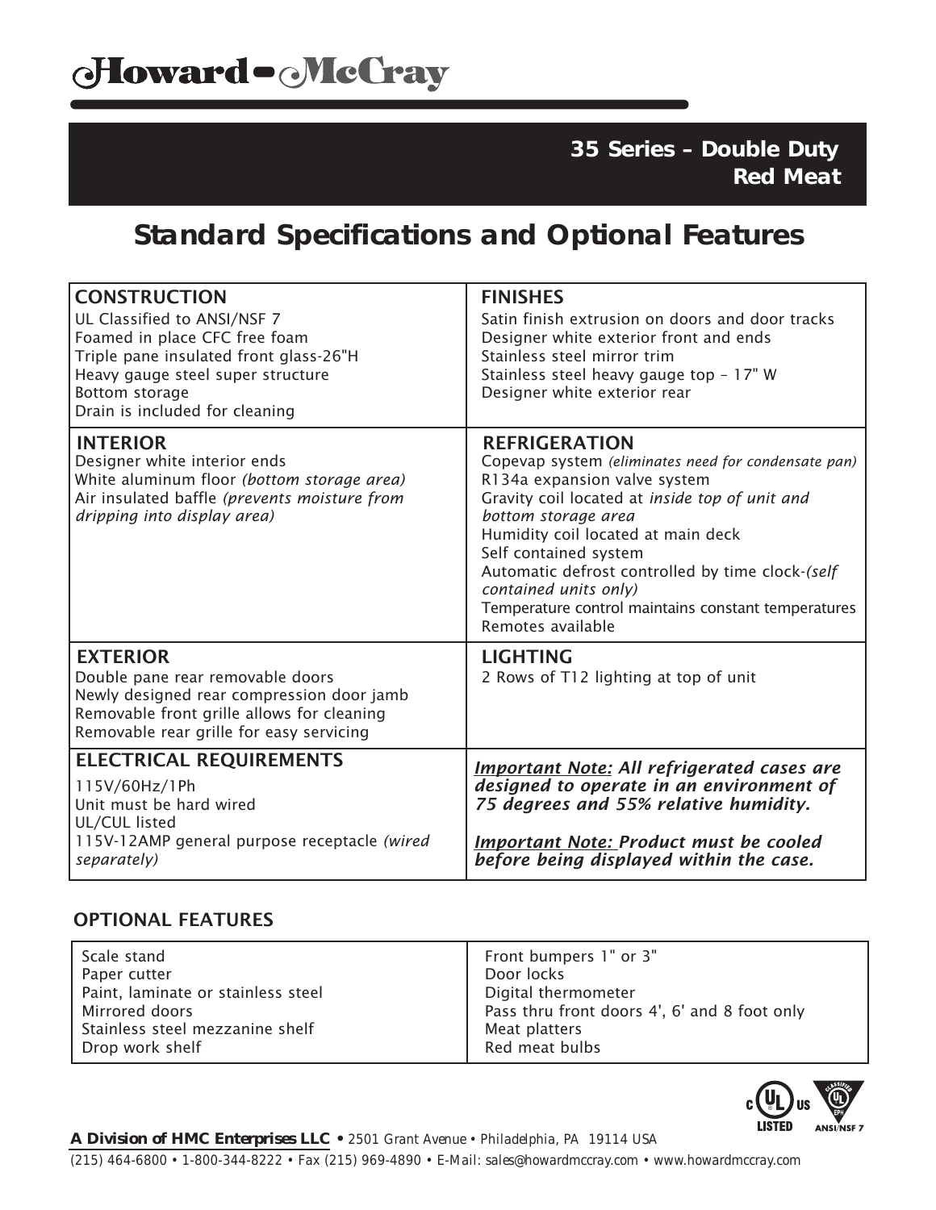# Howard-McCray

**35 Series – Double Duty**
**Red Meat**

## Standard Specifications and Optional Features

### CONSTRUCTION
UL Classified to ANSI/NSF 7
Foamed in place CFC free foam
Triple pane insulated front glass-26"H
Heavy gauge steel super structure
Bottom storage
Drain is included for cleaning

### FINISHES
Satin finish extrusion on doors and door tracks
Designer white exterior front and ends
Stainless steel mirror trim
Stainless steel heavy gauge top – 17" W
Designer white exterior rear

### INTERIOR
Designer white interior ends
White aluminum floor *(bottom storage area)*
Air insulated baffle *(prevents moisture from dripping into display area)*

### REFRIGERATION
Copevap system *(eliminates need for condensate pan)*
R134a expansion valve system
Gravity coil located at *inside top of unit and bottom storage area*
Humidity coil located at main deck
Self contained system
Automatic defrost controlled by time clock-*(self contained units only)*
Temperature control maintains constant temperatures
Remotes available

### EXTERIOR
Double pane rear removable doors
Newly designed rear compression door jamb
Removable front grille allows for cleaning
Removable rear grille for easy servicing

### LIGHTING
2 Rows of T12 lighting at top of unit

### ELECTRICAL REQUIREMENTS
115V/60Hz/1Ph
Unit must be hard wired
UL/CUL listed
115V-12AMP general purpose receptacle *(wired separately)*

***Important Note:* All refrigerated cases are designed to operate in an environment of 75 degrees and 55% relative humidity.**

***Important Note:* Product must be cooled before being displayed within the case.**

### OPTIONAL FEATURES

| | |
|---|---|
| Scale stand | Front bumpers 1" or 3" |
| Paper cutter | Door locks |
| Paint, laminate or stainless steel | Digital thermometer |
| Mirrored doors | Pass thru front doors 4', 6' and 8 foot only |
| Stainless steel mezzanine shelf | Meat platters |
| Drop work shelf | Red meat bulbs |

**A Division of HMC Enterprises LLC** • 2501 Grant Avenue • Philadelphia, PA 19114 USA
(215) 464-6800 • 1-800-344-8222 • Fax (215) 969-4890 • E-Mail: sales@howardmccray.com • www.howardmccray.com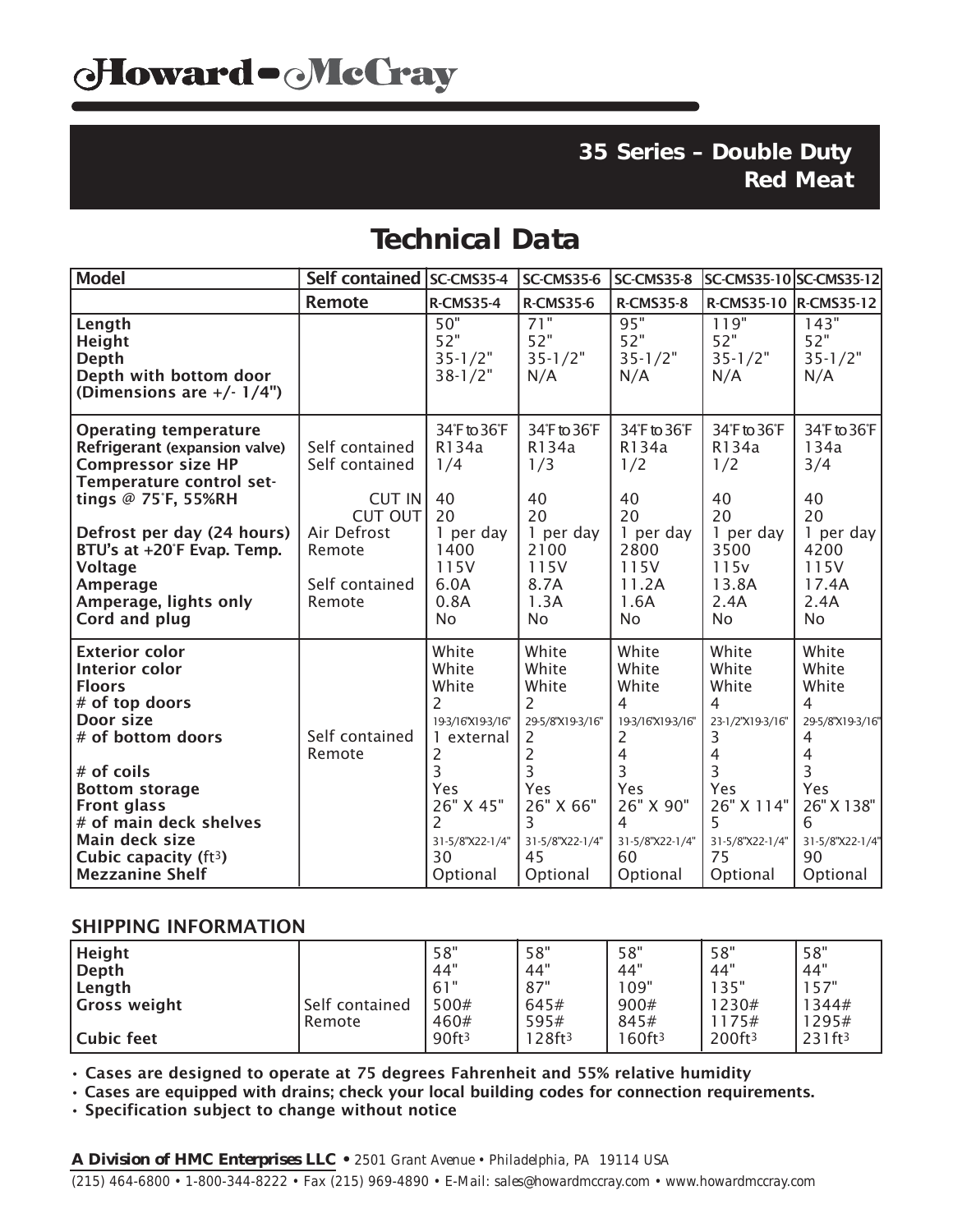# Howard-McCray

## 35 Series – Double Duty Red Meat

## Technical Data

| Model | Self contained | SC-CMS35-4 | SC-CMS35-6 | SC-CMS35-8 | SC-CMS35-10 | SC-CMS35-12 |
|---|---|---|---|---|---|---|
| | Remote | R-CMS35-4 | R-CMS35-6 | R-CMS35-8 | R-CMS35-10 | R-CMS35-12 |
| Length | | 50" | 71" | 95" | 119" | 143" |
| Height | | 52" | 52" | 52" | 52" | 52" |
| Depth | | 35-1/2" | 35-1/2" | 35-1/2" | 35-1/2" | 35-1/2" |
| Depth with bottom door (Dimensions are +/- 1/4") | | 38-1/2" | N/A | N/A | N/A | N/A |
| Operating temperature | | 34°F to 36°F | 34°F to 36°F | 34°F to 36°F | 34°F to 36°F | 34°F to 36°F |
| Refrigerant (expansion valve) | Self contained | R134a | R134a | R134a | R134a | 134a |
| Compressor size HP | Self contained | 1/4 | 1/3 | 1/2 | 1/2 | 3/4 |
| Temperature control settings @ 75°F, 55%RH | CUT IN | 40 | 40 | 40 | 40 | 40 |
| | CUT OUT | 20 | 20 | 20 | 20 | 20 |
| Defrost per day (24 hours) | Air Defrost | 1 per day | 1 per day | 1 per day | 1 per day | 1 per day |
| BTU's at +20°F Evap. Temp. | Remote | 1400 | 2100 | 2800 | 3500 | 4200 |
| Voltage | | 115V | 115V | 115V | 115v | 115V |
| Amperage | Self contained | 6.0A | 8.7A | 11.2A | 13.8A | 17.4A |
| Amperage, lights only | Remote | 0.8A | 1.3A | 1.6A | 2.4A | 2.4A |
| Cord and plug | | No | No | No | No | No |
| Exterior color | | White | White | White | White | White |
| Interior color | | White | White | White | White | White |
| Floors | | White | White | White | White | White |
| # of top doors | | 2 | 2 | 4 | 4 | 4 |
| Door size | | 19-3/16"X19-3/16" | 29-5/8"X19-3/16" | 19-3/16"X19-3/16" | 23-1/2"X19-3/16" | 29-5/8"X19-3/16" |
| # of bottom doors | Self contained | 1 external | 2 | 2 | 3 | 4 |
| | Remote | 2 | 2 | 4 | 4 | 4 |
| # of coils | | 3 | 3 | 3 | 3 | 3 |
| Bottom storage | | Yes | Yes | Yes | Yes | Yes |
| Front glass | | 26" X 45" | 26" X 66" | 26" X 90" | 26" X 114" | 26" X 138" |
| # of main deck shelves | | 2 | 3 | 4 | 5 | 6 |
| Main deck size | | 31-5/8"X22-1/4" | 31-5/8"X22-1/4" | 31-5/8"X22-1/4" | 31-5/8"X22-1/4" | 31-5/8"X22-1/4" |
| Cubic capacity ($ft^3$) | | 30 | 45 | 60 | 75 | 90 |
| Mezzanine Shelf | | Optional | Optional | Optional | Optional | Optional |

### SHIPPING INFORMATION

| | | | | | | |
|---|---|---|---|---|---|---|
| Height | | 58" | 58" | 58" | 58" | 58" |
| Depth | | 44" | 44" | 44" | 44" | 44" |
| Length | | 61" | 87" | 109" | 135" | 157" |
| Gross weight | Self contained | 500# | 645# | 900# | 1230# | 1344# |
| | Remote | 460# | 595# | 845# | 1175# | 1295# |
| Cubic feet | | 90ft³ | 128ft³ | 160ft³ | 200ft³ | 231ft³ |

- **Cases are designed to operate at 75 degrees Fahrenheit and 55% relative humidity**
- **Cases are equipped with drains; check your local building codes for connection requirements.**
- **Specification subject to change without notice**

***A Division of HMC Enterprises LLC*** • *2501 Grant Avenue • Philadelphia, PA 19114 USA*

*(215) 464-6800 • 1-800-344-8222 • Fax (215) 969-4890 • E-Mail: sales@howardmccray.com • www.howardmccray.com*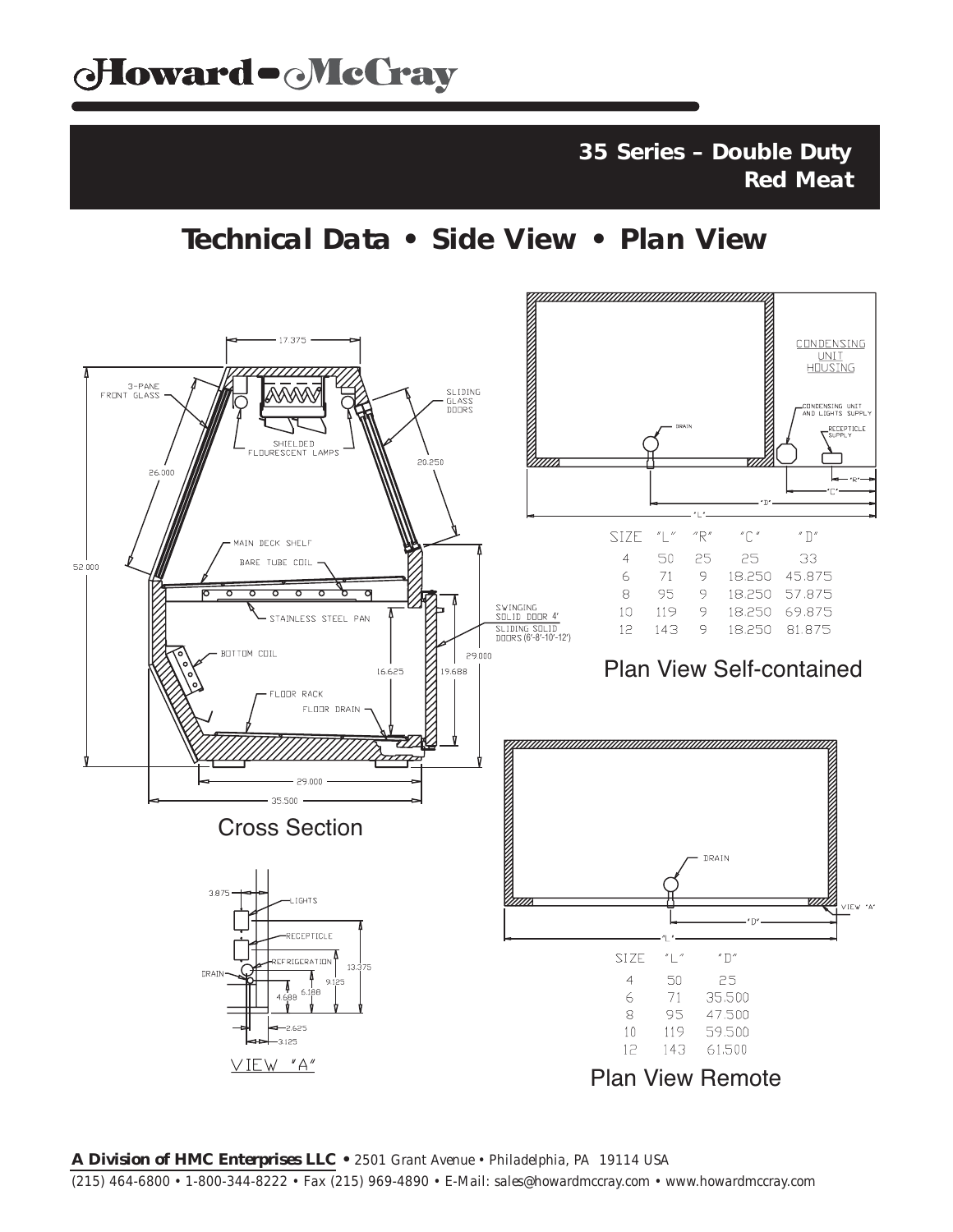# Howard-McCray

## 35 Series – Double Duty Red Meat

## Technical Data • Side View • Plan View

17.375

3-PANE FRONT GLASS

SLIDING GLASS DOORS

SHIELDED FLOURESCENT LAMPS

26.000

20.250

52.000

MAIN DECK SHELF

BARE TUBE COIL

STAINLESS STEEL PAN

SWINGING SOLID DOOR 4'

SLIDING SOLID DOORS (6'-8'-10'-12')

BOTTOM COIL

16.625

19.688

29.000

FLOOR RACK

FLOOR DRAIN

29.000

35.500

Cross Section

CONDENSING UNIT HOUSING

DRAIN

CONDENSING UNIT AND LIGHTS SUPPLY

RECEPTICLE SUPPLY

"R"

"C"

"D"

"L"

| SIZE | "L" | "R" | "C" | "D" |
|---|---|---|---|---|
| 4 | 50 | 25 | 25 | 33 |
| 6 | 71 | 9 | 18.250 | 45.875 |
| 8 | 95 | 9 | 18.250 | 57.875 |
| 10 | 119 | 9 | 18.250 | 69.875 |
| 12 | 143 | 9 | 18.250 | 81.875 |

Plan View Self-contained

3.875

LIGHTS

RECEPTICLE

REFRIGERATION

DRAIN

13.375

9.125

6.188

4.688

2.625

3.125

VIEW "A"

DRAIN

VIEW "A"

"D"

"L"

| SIZE | "L" | "D" |
|---|---|---|
| 4 | 50 | 25 |
| 6 | 71 | 35.500 |
| 8 | 95 | 47.500 |
| 10 | 119 | 59.500 |
| 12 | 143 | 61.500 |

Plan View Remote

**A Division of HMC Enterprises LLC** • 2501 Grant Avenue • Philadelphia, PA 19114 USA

(215) 464-6800 • 1-800-344-8222 • Fax (215) 969-4890 • E-Mail: sales@howardmccray.com • www.howardmccray.com